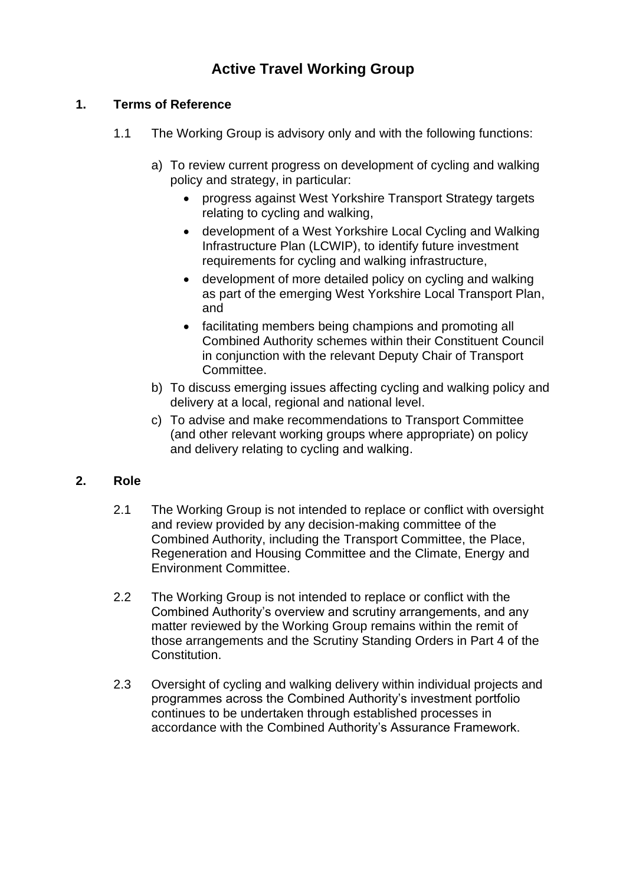# Active Travel Working Group

## 1. Terms of Reference

1.1 The Working Group is advisory only and with the following functions:

a) To review current progress on development of cycling and walking policy and strategy, in particular:
   - progress against West Yorkshire Transport Strategy targets relating to cycling and walking,
   - development of a West Yorkshire Local Cycling and Walking Infrastructure Plan (LCWIP), to identify future investment requirements for cycling and walking infrastructure,
   - development of more detailed policy on cycling and walking as part of the emerging West Yorkshire Local Transport Plan, and
   - facilitating members being champions and promoting all Combined Authority schemes within their Constituent Council in conjunction with the relevant Deputy Chair of Transport Committee.

b) To discuss emerging issues affecting cycling and walking policy and delivery at a local, regional and national level.

c) To advise and make recommendations to Transport Committee (and other relevant working groups where appropriate) on policy and delivery relating to cycling and walking.

## 2. Role

2.1 The Working Group is not intended to replace or conflict with oversight and review provided by any decision-making committee of the Combined Authority, including the Transport Committee, the Place, Regeneration and Housing Committee and the Climate, Energy and Environment Committee.

2.2 The Working Group is not intended to replace or conflict with the Combined Authority's overview and scrutiny arrangements, and any matter reviewed by the Working Group remains within the remit of those arrangements and the Scrutiny Standing Orders in Part 4 of the Constitution.

2.3 Oversight of cycling and walking delivery within individual projects and programmes across the Combined Authority's investment portfolio continues to be undertaken through established processes in accordance with the Combined Authority's Assurance Framework.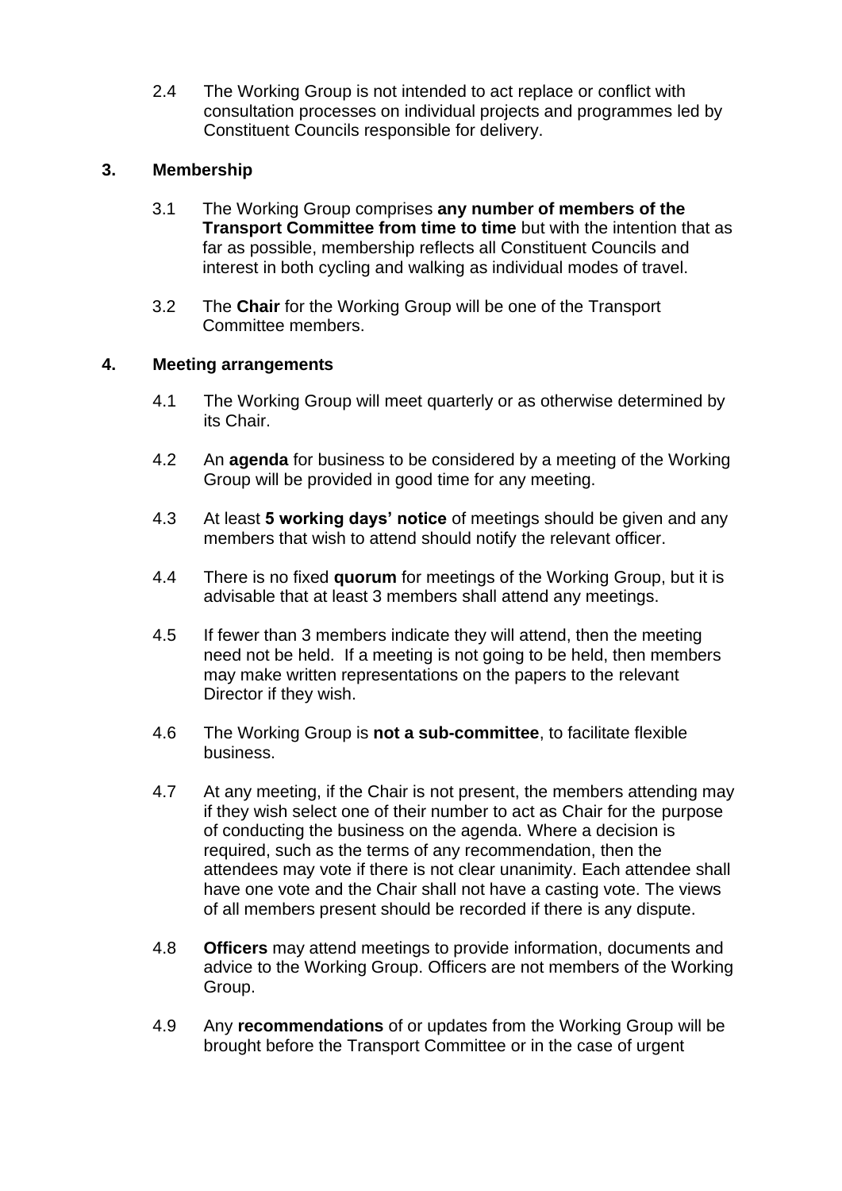2.4 The Working Group is not intended to act replace or conflict with consultation processes on individual projects and programmes led by Constituent Councils responsible for delivery.

## 3. Membership

3.1 The Working Group comprises **any number of members of the Transport Committee from time to time** but with the intention that as far as possible, membership reflects all Constituent Councils and interest in both cycling and walking as individual modes of travel.

3.2 The **Chair** for the Working Group will be one of the Transport Committee members.

## 4. Meeting arrangements

4.1 The Working Group will meet quarterly or as otherwise determined by its Chair.

4.2 An **agenda** for business to be considered by a meeting of the Working Group will be provided in good time for any meeting.

4.3 At least **5 working days' notice** of meetings should be given and any members that wish to attend should notify the relevant officer.

4.4 There is no fixed **quorum** for meetings of the Working Group, but it is advisable that at least 3 members shall attend any meetings.

4.5 If fewer than 3 members indicate they will attend, then the meeting need not be held. If a meeting is not going to be held, then members may make written representations on the papers to the relevant Director if they wish.

4.6 The Working Group is **not a sub-committee**, to facilitate flexible business.

4.7 At any meeting, if the Chair is not present, the members attending may if they wish select one of their number to act as Chair for the purpose of conducting the business on the agenda. Where a decision is required, such as the terms of any recommendation, then the attendees may vote if there is not clear unanimity. Each attendee shall have one vote and the Chair shall not have a casting vote. The views of all members present should be recorded if there is any dispute.

4.8 **Officers** may attend meetings to provide information, documents and advice to the Working Group. Officers are not members of the Working Group.

4.9 Any **recommendations** of or updates from the Working Group will be brought before the Transport Committee or in the case of urgent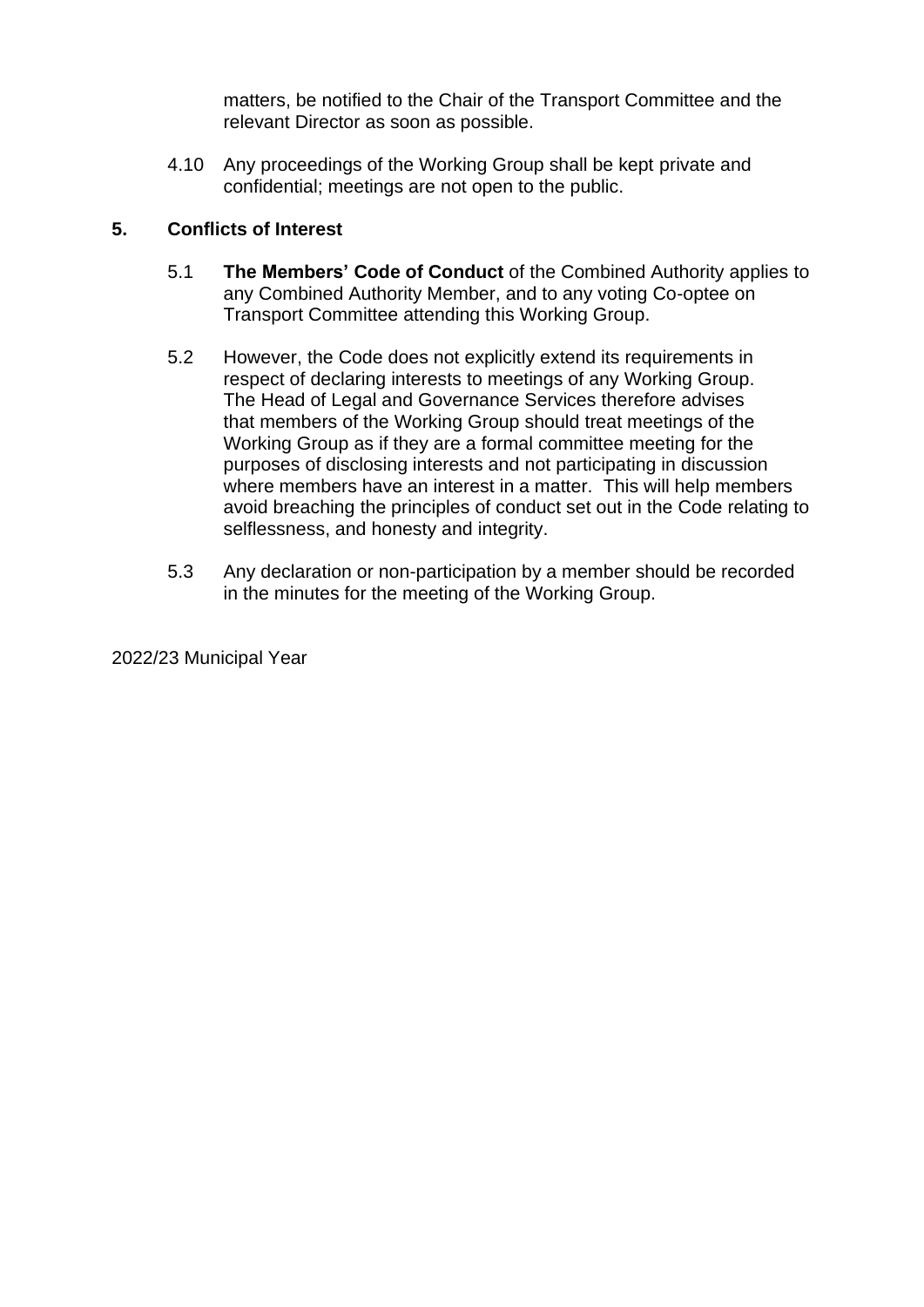matters, be notified to the Chair of the Transport Committee and the relevant Director as soon as possible.

4.10 Any proceedings of the Working Group shall be kept private and confidential; meetings are not open to the public.

## 5. Conflicts of Interest

5.1 **The Members' Code of Conduct** of the Combined Authority applies to any Combined Authority Member, and to any voting Co-optee on Transport Committee attending this Working Group.

5.2 However, the Code does not explicitly extend its requirements in respect of declaring interests to meetings of any Working Group. The Head of Legal and Governance Services therefore advises that members of the Working Group should treat meetings of the Working Group as if they are a formal committee meeting for the purposes of disclosing interests and not participating in discussion where members have an interest in a matter. This will help members avoid breaching the principles of conduct set out in the Code relating to selflessness, and honesty and integrity.

5.3 Any declaration or non-participation by a member should be recorded in the minutes for the meeting of the Working Group.

2022/23 Municipal Year